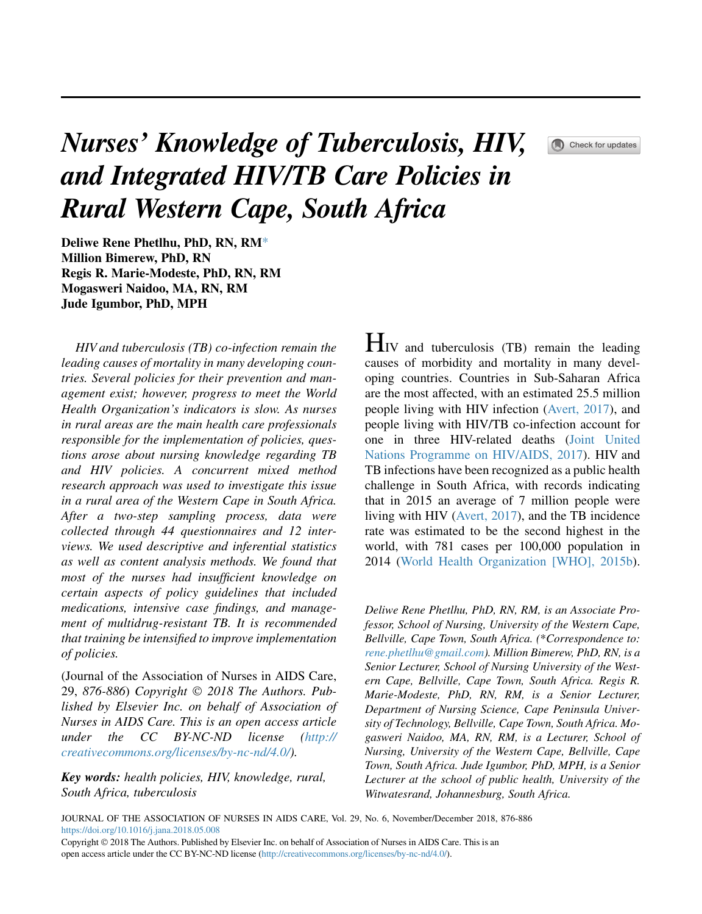# *Nurses' Knowledge of Tuberculosis, HIV, and Integrated HIV/TB Care Policies in Rural Western Cape, South Africa*

**Deliwe Rene Phetlhu, PhD, RN, RM***
**Million Bimerew, PhD, RN**
**Regis R. Marie-Modeste, PhD, RN, RM**
**Mogasweri Naidoo, MA, RN, RM**
**Jude Igumbor, PhD, MPH**

*HIV and tuberculosis (TB) co-infection remain the leading causes of mortality in many developing countries. Several policies for their prevention and management exist; however, progress to meet the World Health Organization's indicators is slow. As nurses in rural areas are the main health care professionals responsible for the implementation of policies, questions arose about nursing knowledge regarding TB and HIV policies. A concurrent mixed method research approach was used to investigate this issue in a rural area of the Western Cape in South Africa. After a two-step sampling process, data were collected through 44 questionnaires and 12 interviews. We used descriptive and inferential statistics as well as content analysis methods. We found that most of the nurses had insufficient knowledge on certain aspects of policy guidelines that included medications, intensive case findings, and management of multidrug-resistant TB. It is recommended that training be intensified to improve implementation of policies.*

(Journal of the Association of Nurses in AIDS Care, 29, 876-886) *Copyright © 2018 The Authors. Published by Elsevier Inc. on behalf of Association of Nurses in AIDS Care. This is an open access article under the CC BY-NC-ND license (http://creativecommons.org/licenses/by-nc-nd/4.0/).*

***Key words:*** *health policies, HIV, knowledge, rural, South Africa, tuberculosis*

HIV and tuberculosis (TB) remain the leading causes of morbidity and mortality in many developing countries. Countries in Sub-Saharan Africa are the most affected, with an estimated 25.5 million people living with HIV infection (Avert, 2017), and people living with HIV/TB co-infection account for one in three HIV-related deaths (Joint United Nations Programme on HIV/AIDS, 2017). HIV and TB infections have been recognized as a public health challenge in South Africa, with records indicating that in 2015 an average of 7 million people were living with HIV (Avert, 2017), and the TB incidence rate was estimated to be the second highest in the world, with 781 cases per 100,000 population in 2014 (World Health Organization [WHO], 2015b).

*Deliwe Rene Phetlhu, PhD, RN, RM, is an Associate Professor, School of Nursing, University of the Western Cape, Bellville, Cape Town, South Africa. (*Correspondence to: rene.phetlhu@gmail.com). Million Bimerew, PhD, RN, is a Senior Lecturer, School of Nursing University of the Western Cape, Bellville, Cape Town, South Africa. Regis R. Marie-Modeste, PhD, RN, RM, is a Senior Lecturer, Department of Nursing Science, Cape Peninsula University of Technology, Bellville, Cape Town, South Africa. Mogasweri Naidoo, MA, RN, RM, is a Lecturer, School of Nursing, University of the Western Cape, Bellville, Cape Town, South Africa. Jude Igumbor, PhD, MPH, is a Senior Lecturer at the school of public health, University of the Witwatesrand, Johannesburg, South Africa.*

https://doi.org/10.1016/j.jana.2018.05.008
Copyright © 2018 The Authors. Published by Elsevier Inc. on behalf of Association of Nurses in AIDS Care. This is an open access article under the CC BY-NC-ND license (http://creativecommons.org/licenses/by-nc-nd/4.0/).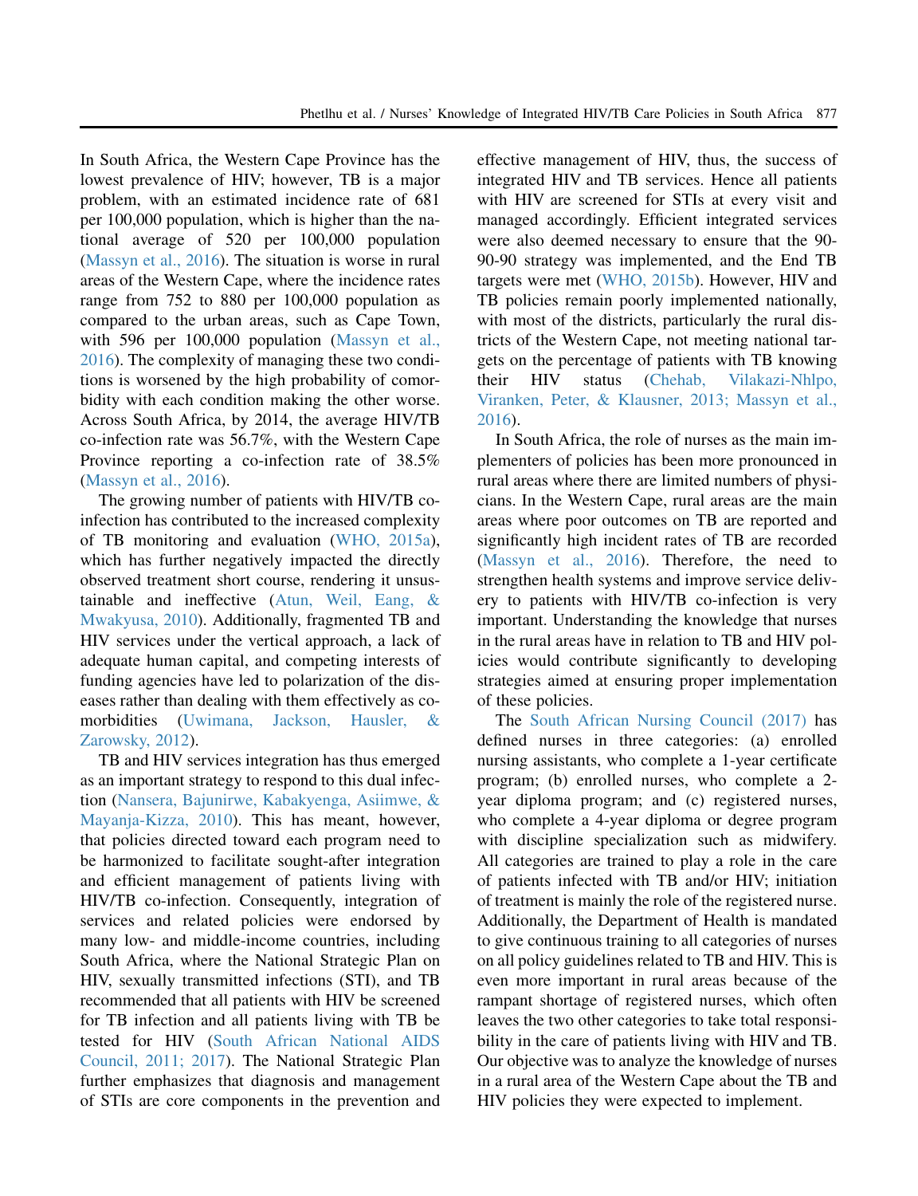In South Africa, the Western Cape Province has the lowest prevalence of HIV; however, TB is a major problem, with an estimated incidence rate of 681 per 100,000 population, which is higher than the national average of 520 per 100,000 population (Massyn et al., 2016). The situation is worse in rural areas of the Western Cape, where the incidence rates range from 752 to 880 per 100,000 population as compared to the urban areas, such as Cape Town, with 596 per 100,000 population (Massyn et al., 2016). The complexity of managing these two conditions is worsened by the high probability of comorbidity with each condition making the other worse. Across South Africa, by 2014, the average HIV/TB co-infection rate was 56.7%, with the Western Cape Province reporting a co-infection rate of 38.5% (Massyn et al., 2016).

The growing number of patients with HIV/TB co-infection has contributed to the increased complexity of TB monitoring and evaluation (WHO, 2015a), which has further negatively impacted the directly observed treatment short course, rendering it unsustainable and ineffective (Atun, Weil, Eang, & Mwakyusa, 2010). Additionally, fragmented TB and HIV services under the vertical approach, a lack of adequate human capital, and competing interests of funding agencies have led to polarization of the diseases rather than dealing with them effectively as comorbidities (Uwimana, Jackson, Hausler, & Zarowsky, 2012).

TB and HIV services integration has thus emerged as an important strategy to respond to this dual infection (Nansera, Bajunirwe, Kabakyenga, Asiimwe, & Mayanja-Kizza, 2010). This has meant, however, that policies directed toward each program need to be harmonized to facilitate sought-after integration and efficient management of patients living with HIV/TB co-infection. Consequently, integration of services and related policies were endorsed by many low- and middle-income countries, including South Africa, where the National Strategic Plan on HIV, sexually transmitted infections (STI), and TB recommended that all patients with HIV be screened for TB infection and all patients living with TB be tested for HIV (South African National AIDS Council, 2011; 2017). The National Strategic Plan further emphasizes that diagnosis and management of STIs are core components in the prevention and effective management of HIV, thus, the success of integrated HIV and TB services. Hence all patients with HIV are screened for STIs at every visit and managed accordingly. Efficient integrated services were also deemed necessary to ensure that the 90-90-90 strategy was implemented, and the End TB targets were met (WHO, 2015b). However, HIV and TB policies remain poorly implemented nationally, with most of the districts, particularly the rural districts of the Western Cape, not meeting national targets on the percentage of patients with TB knowing their HIV status (Chehab, Vilakazi-Nhlpo, Viranken, Peter, & Klausner, 2013; Massyn et al., 2016).

In South Africa, the role of nurses as the main implementers of policies has been more pronounced in rural areas where there are limited numbers of physicians. In the Western Cape, rural areas are the main areas where poor outcomes on TB are reported and significantly high incident rates of TB are recorded (Massyn et al., 2016). Therefore, the need to strengthen health systems and improve service delivery to patients with HIV/TB co-infection is very important. Understanding the knowledge that nurses in the rural areas have in relation to TB and HIV policies would contribute significantly to developing strategies aimed at ensuring proper implementation of these policies.

The South African Nursing Council (2017) has defined nurses in three categories: (a) enrolled nursing assistants, who complete a 1-year certificate program; (b) enrolled nurses, who complete a 2-year diploma program; and (c) registered nurses, who complete a 4-year diploma or degree program with discipline specialization such as midwifery. All categories are trained to play a role in the care of patients infected with TB and/or HIV; initiation of treatment is mainly the role of the registered nurse. Additionally, the Department of Health is mandated to give continuous training to all categories of nurses on all policy guidelines related to TB and HIV. This is even more important in rural areas because of the rampant shortage of registered nurses, which often leaves the two other categories to take total responsibility in the care of patients living with HIV and TB. Our objective was to analyze the knowledge of nurses in a rural area of the Western Cape about the TB and HIV policies they were expected to implement.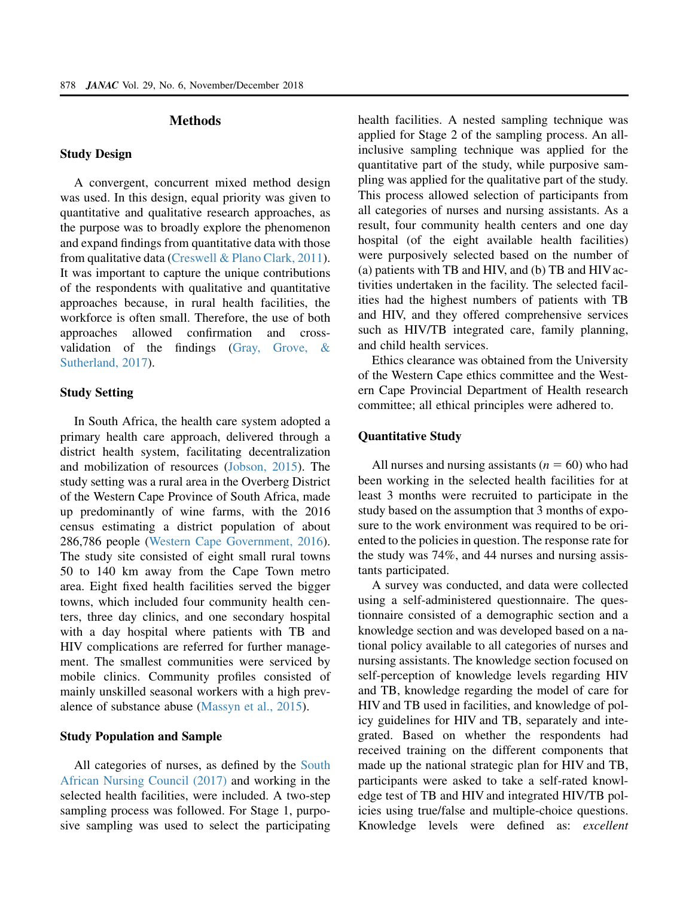## Methods

### Study Design

A convergent, concurrent mixed method design was used. In this design, equal priority was given to quantitative and qualitative research approaches, as the purpose was to broadly explore the phenomenon and expand findings from quantitative data with those from qualitative data (Creswell & Plano Clark, 2011). It was important to capture the unique contributions of the respondents with qualitative and quantitative approaches because, in rural health facilities, the workforce is often small. Therefore, the use of both approaches allowed confirmation and cross-validation of the findings (Gray, Grove, & Sutherland, 2017).

### Study Setting

In South Africa, the health care system adopted a primary health care approach, delivered through a district health system, facilitating decentralization and mobilization of resources (Jobson, 2015). The study setting was a rural area in the Overberg District of the Western Cape Province of South Africa, made up predominantly of wine farms, with the 2016 census estimating a district population of about 286,786 people (Western Cape Government, 2016). The study site consisted of eight small rural towns 50 to 140 km away from the Cape Town metro area. Eight fixed health facilities served the bigger towns, which included four community health centers, three day clinics, and one secondary hospital with a day hospital where patients with TB and HIV complications are referred for further management. The smallest communities were serviced by mobile clinics. Community profiles consisted of mainly unskilled seasonal workers with a high prevalence of substance abuse (Massyn et al., 2015).

### Study Population and Sample

All categories of nurses, as defined by the South African Nursing Council (2017) and working in the selected health facilities, were included. A two-step sampling process was followed. For Stage 1, purposive sampling was used to select the participating health facilities. A nested sampling technique was applied for Stage 2 of the sampling process. An all-inclusive sampling technique was applied for the quantitative part of the study, while purposive sampling was applied for the qualitative part of the study. This process allowed selection of participants from all categories of nurses and nursing assistants. As a result, four community health centers and one day hospital (of the eight available health facilities) were purposively selected based on the number of (a) patients with TB and HIV, and (b) TB and HIV activities undertaken in the facility. The selected facilities had the highest numbers of patients with TB and HIV, and they offered comprehensive services such as HIV/TB integrated care, family planning, and child health services.

Ethics clearance was obtained from the University of the Western Cape ethics committee and the Western Cape Provincial Department of Health research committee; all ethical principles were adhered to.

### Quantitative Study

All nurses and nursing assistants ($n = 60$) who had been working in the selected health facilities for at least 3 months were recruited to participate in the study based on the assumption that 3 months of exposure to the work environment was required to be oriented to the policies in question. The response rate for the study was 74%, and 44 nurses and nursing assistants participated.

A survey was conducted, and data were collected using a self-administered questionnaire. The questionnaire consisted of a demographic section and a knowledge section and was developed based on a national policy available to all categories of nurses and nursing assistants. The knowledge section focused on self-perception of knowledge levels regarding HIV and TB, knowledge regarding the model of care for HIV and TB used in facilities, and knowledge of policy guidelines for HIV and TB, separately and integrated. Based on whether the respondents had received training on the different components that made up the national strategic plan for HIV and TB, participants were asked to take a self-rated knowledge test of TB and HIV and integrated HIV/TB policies using true/false and multiple-choice questions. Knowledge levels were defined as: *excellent*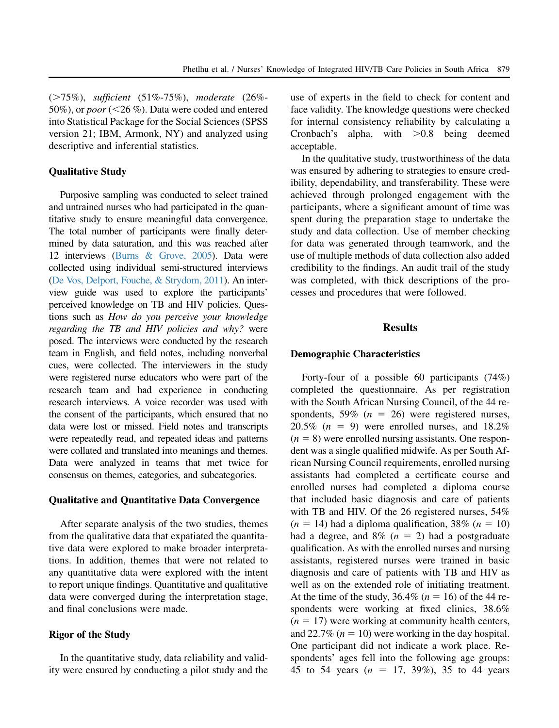(>75%), *sufficient* (51%-75%), *moderate* (26%-50%), or *poor* (<26 %). Data were coded and entered into Statistical Package for the Social Sciences (SPSS version 21; IBM, Armonk, NY) and analyzed using descriptive and inferential statistics.

### Qualitative Study

Purposive sampling was conducted to select trained and untrained nurses who had participated in the quantitative study to ensure meaningful data convergence. The total number of participants were finally determined by data saturation, and this was reached after 12 interviews (Burns & Grove, 2005). Data were collected using individual semi-structured interviews (De Vos, Delport, Fouche, & Strydom, 2011). An interview guide was used to explore the participants' perceived knowledge on TB and HIV policies. Questions such as *How do you perceive your knowledge regarding the TB and HIV policies and why?* were posed. The interviews were conducted by the research team in English, and field notes, including nonverbal cues, were collected. The interviewers in the study were registered nurse educators who were part of the research team and had experience in conducting research interviews. A voice recorder was used with the consent of the participants, which ensured that no data were lost or missed. Field notes and transcripts were repeatedly read, and repeated ideas and patterns were collated and translated into meanings and themes. Data were analyzed in teams that met twice for consensus on themes, categories, and subcategories.

### Qualitative and Quantitative Data Convergence

After separate analysis of the two studies, themes from the qualitative data that expatiated the quantitative data were explored to make broader interpretations. In addition, themes that were not related to any quantitative data were explored with the intent to report unique findings. Quantitative and qualitative data were converged during the interpretation stage, and final conclusions were made.

### Rigor of the Study

In the quantitative study, data reliability and validity were ensured by conducting a pilot study and the use of experts in the field to check for content and face validity. The knowledge questions were checked for internal consistency reliability by calculating a Cronbach's alpha, with >0.8 being deemed acceptable.

In the qualitative study, trustworthiness of the data was ensured by adhering to strategies to ensure credibility, dependability, and transferability. These were achieved through prolonged engagement with the participants, where a significant amount of time was spent during the preparation stage to undertake the study and data collection. Use of member checking for data was generated through teamwork, and the use of multiple methods of data collection also added credibility to the findings. An audit trail of the study was completed, with thick descriptions of the processes and procedures that were followed.

## Results

### Demographic Characteristics

Forty-four of a possible 60 participants (74%) completed the questionnaire. As per registration with the South African Nursing Council, of the 44 respondents, 59% ($n$ = 26) were registered nurses, 20.5% ($n$ = 9) were enrolled nurses, and 18.2% ($n$ = 8) were enrolled nursing assistants. One respondent was a single qualified midwife. As per South African Nursing Council requirements, enrolled nursing assistants had completed a certificate course and enrolled nurses had completed a diploma course that included basic diagnosis and care of patients with TB and HIV. Of the 26 registered nurses, 54% ($n$ = 14) had a diploma qualification, 38% ($n$ = 10) had a degree, and 8% ($n$ = 2) had a postgraduate qualification. As with the enrolled nurses and nursing assistants, registered nurses were trained in basic diagnosis and care of patients with TB and HIV as well as on the extended role of initiating treatment. At the time of the study, 36.4% ($n$ = 16) of the 44 respondents were working at fixed clinics, 38.6% ($n$ = 17) were working at community health centers, and 22.7% ($n$ = 10) were working in the day hospital. One participant did not indicate a work place. Respondents' ages fell into the following age groups: 45 to 54 years ($n$ = 17, 39%), 35 to 44 years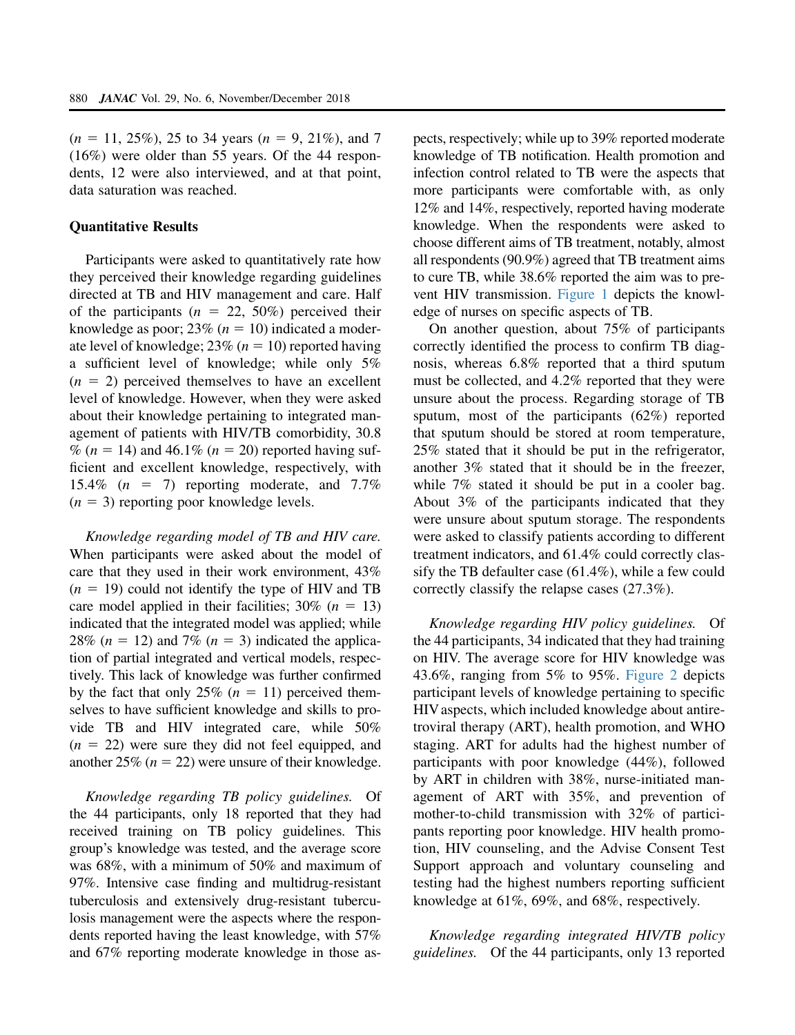(*n* = 11, 25%), 25 to 34 years (*n* = 9, 21%), and 7 (16%) were older than 55 years. Of the 44 respondents, 12 were also interviewed, and at that point, data saturation was reached.

### Quantitative Results

Participants were asked to quantitatively rate how they perceived their knowledge regarding guidelines directed at TB and HIV management and care. Half of the participants (*n* = 22, 50%) perceived their knowledge as poor; 23% (*n* = 10) indicated a moderate level of knowledge; 23% (*n* = 10) reported having a sufficient level of knowledge; while only 5% (*n* = 2) perceived themselves to have an excellent level of knowledge. However, when they were asked about their knowledge pertaining to integrated management of patients with HIV/TB comorbidity, 30.8 % (*n* = 14) and 46.1% (*n* = 20) reported having sufficient and excellent knowledge, respectively, with 15.4% (*n* = 7) reporting moderate, and 7.7% (*n* = 3) reporting poor knowledge levels.

*Knowledge regarding model of TB and HIV care.* When participants were asked about the model of care that they used in their work environment, 43% (*n* = 19) could not identify the type of HIV and TB care model applied in their facilities; 30% (*n* = 13) indicated that the integrated model was applied; while 28% (*n* = 12) and 7% (*n* = 3) indicated the application of partial integrated and vertical models, respectively. This lack of knowledge was further confirmed by the fact that only 25% (*n* = 11) perceived themselves to have sufficient knowledge and skills to provide TB and HIV integrated care, while 50% (*n* = 22) were sure they did not feel equipped, and another 25% (*n* = 22) were unsure of their knowledge.

*Knowledge regarding TB policy guidelines.* Of the 44 participants, only 18 reported that they had received training on TB policy guidelines. This group's knowledge was tested, and the average score was 68%, with a minimum of 50% and maximum of 97%. Intensive case finding and multidrug-resistant tuberculosis and extensively drug-resistant tuberculosis management were the aspects where the respondents reported having the least knowledge, with 57% and 67% reporting moderate knowledge in those aspects, respectively; while up to 39% reported moderate knowledge of TB notification. Health promotion and infection control related to TB were the aspects that more participants were comfortable with, as only 12% and 14%, respectively, reported having moderate knowledge. When the respondents were asked to choose different aims of TB treatment, notably, almost all respondents (90.9%) agreed that TB treatment aims to cure TB, while 38.6% reported the aim was to prevent HIV transmission. Figure 1 depicts the knowledge of nurses on specific aspects of TB.

On another question, about 75% of participants correctly identified the process to confirm TB diagnosis, whereas 6.8% reported that a third sputum must be collected, and 4.2% reported that they were unsure about the process. Regarding storage of TB sputum, most of the participants (62%) reported that sputum should be stored at room temperature, 25% stated that it should be put in the refrigerator, another 3% stated that it should be in the freezer, while 7% stated it should be put in a cooler bag. About 3% of the participants indicated that they were unsure about sputum storage. The respondents were asked to classify patients according to different treatment indicators, and 61.4% could correctly classify the TB defaulter case (61.4%), while a few could correctly classify the relapse cases (27.3%).

*Knowledge regarding HIV policy guidelines.* Of the 44 participants, 34 indicated that they had training on HIV. The average score for HIV knowledge was 43.6%, ranging from 5% to 95%. Figure 2 depicts participant levels of knowledge pertaining to specific HIV aspects, which included knowledge about antiretroviral therapy (ART), health promotion, and WHO staging. ART for adults had the highest number of participants with poor knowledge (44%), followed by ART in children with 38%, nurse-initiated management of ART with 35%, and prevention of mother-to-child transmission with 32% of participants reporting poor knowledge. HIV health promotion, HIV counseling, and the Advise Consent Test Support approach and voluntary counseling and testing had the highest numbers reporting sufficient knowledge at 61%, 69%, and 68%, respectively.

*Knowledge regarding integrated HIV/TB policy guidelines.* Of the 44 participants, only 13 reported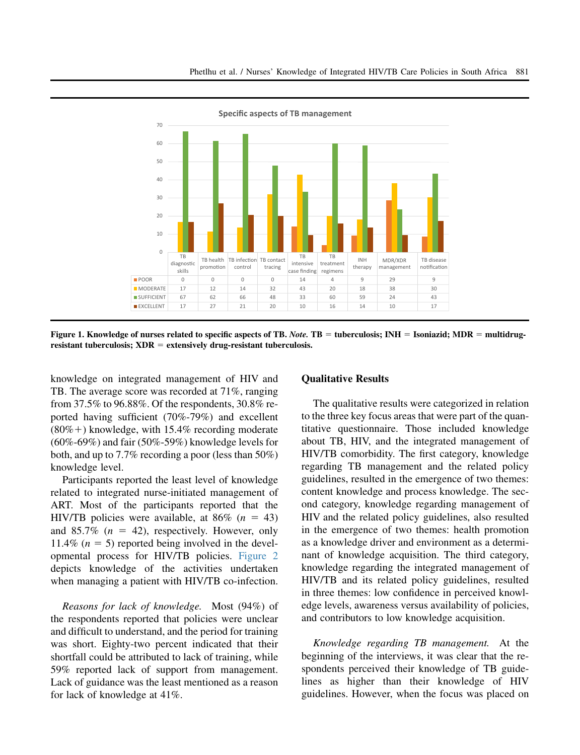Specific aspects of TB management

| | TB diagnostic skills | TB health promotion | TB infection control | TB contact tracing | TB intensive case finding | TB treatment regimens | INH therapy | MDR/XDR management | TB disease notification |
|---|---|---|---|---|---|---|---|---|---|
| POOR | 0 | 0 | 0 | 0 | 14 | 4 | 9 | 29 | 9 |
| MODERATE | 17 | 12 | 14 | 32 | 43 | 20 | 18 | 38 | 30 |
| SUFFICIENT | 67 | 62 | 66 | 48 | 33 | 60 | 59 | 24 | 43 |
| EXCELLENT | 17 | 27 | 21 | 20 | 10 | 16 | 14 | 10 | 17 |

**Figure 1. Knowledge of nurses related to specific aspects of TB.** ***Note.*** **TB = tuberculosis; INH = Isoniazid; MDR = multidrug-resistant tuberculosis; XDR = extensively drug-resistant tuberculosis.**

knowledge on integrated management of HIV and TB. The average score was recorded at 71%, ranging from 37.5% to 96.88%. Of the respondents, 30.8% reported having sufficient (70%-79%) and excellent (80%+) knowledge, with 15.4% recording moderate (60%-69%) and fair (50%-59%) knowledge levels for both, and up to 7.7% recording a poor (less than 50%) knowledge level.

Participants reported the least level of knowledge related to integrated nurse-initiated management of ART. Most of the participants reported that the HIV/TB policies were available, at 86% ($n = 43$) and 85.7% ($n = 42$), respectively. However, only 11.4% ($n = 5$) reported being involved in the developmental process for HIV/TB policies. Figure 2 depicts knowledge of the activities undertaken when managing a patient with HIV/TB co-infection.

*Reasons for lack of knowledge.* Most (94%) of the respondents reported that policies were unclear and difficult to understand, and the period for training was short. Eighty-two percent indicated that their shortfall could be attributed to lack of training, while 59% reported lack of support from management. Lack of guidance was the least mentioned as a reason for lack of knowledge at 41%.

## Qualitative Results

The qualitative results were categorized in relation to the three key focus areas that were part of the quantitative questionnaire. Those included knowledge about TB, HIV, and the integrated management of HIV/TB comorbidity. The first category, knowledge regarding TB management and the related policy guidelines, resulted in the emergence of two themes: content knowledge and process knowledge. The second category, knowledge regarding management of HIV and the related policy guidelines, also resulted in the emergence of two themes: health promotion as a knowledge driver and environment as a determinant of knowledge acquisition. The third category, knowledge regarding the integrated management of HIV/TB and its related policy guidelines, resulted in three themes: low confidence in perceived knowledge levels, awareness versus availability of policies, and contributors to low knowledge acquisition.

*Knowledge regarding TB management.* At the beginning of the interviews, it was clear that the respondents perceived their knowledge of TB guidelines as higher than their knowledge of HIV guidelines. However, when the focus was placed on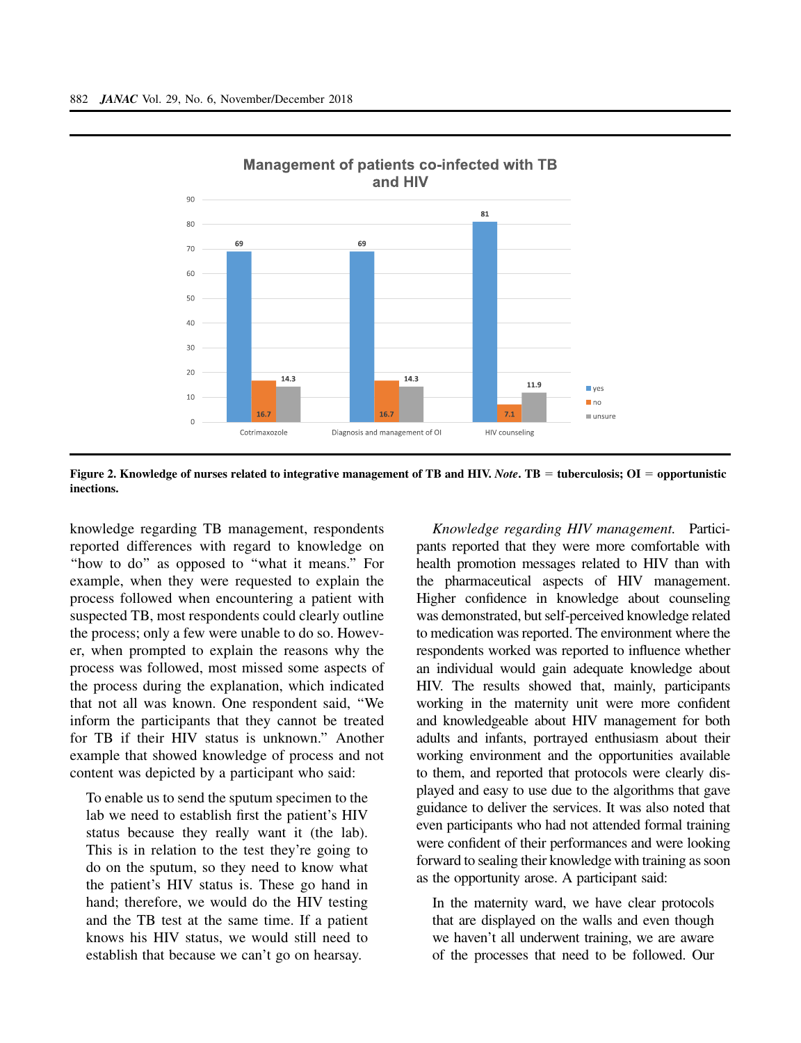Management of patients co-infected with TB and HIV

90
80
70
60
50
40
30
20
10
0

Cotrimaxozole: 69, 16.7, 14.3

Diagnosis and management of OI: 69, 16.7, 14.3

HIV counseling: 81, 7.1, 11.9

yes
no
unsure

**Figure 2. Knowledge of nurses related to integrative management of TB and HIV.** ***Note*****. TB = tuberculosis; OI = opportunistic inections.**

knowledge regarding TB management, respondents reported differences with regard to knowledge on "how to do" as opposed to "what it means." For example, when they were requested to explain the process followed when encountering a patient with suspected TB, most respondents could clearly outline the process; only a few were unable to do so. However, when prompted to explain the reasons why the process was followed, most missed some aspects of the process during the explanation, which indicated that not all was known. One respondent said, "We inform the participants that they cannot be treated for TB if their HIV status is unknown." Another example that showed knowledge of process and not content was depicted by a participant who said:

> To enable us to send the sputum specimen to the lab we need to establish first the patient's HIV status because they really want it (the lab). This is in relation to the test they're going to do on the sputum, so they need to know what the patient's HIV status is. These go hand in hand; therefore, we would do the HIV testing and the TB test at the same time. If a patient knows his HIV status, we would still need to establish that because we can't go on hearsay.

*Knowledge regarding HIV management.* Participants reported that they were more comfortable with health promotion messages related to HIV than with the pharmaceutical aspects of HIV management. Higher confidence in knowledge about counseling was demonstrated, but self-perceived knowledge related to medication was reported. The environment where the respondents worked was reported to influence whether an individual would gain adequate knowledge about HIV. The results showed that, mainly, participants working in the maternity unit were more confident and knowledgeable about HIV management for both adults and infants, portrayed enthusiasm about their working environment and the opportunities available to them, and reported that protocols were clearly displayed and easy to use due to the algorithms that gave guidance to deliver the services. It was also noted that even participants who had not attended formal training were confident of their performances and were looking forward to sealing their knowledge with training as soon as the opportunity arose. A participant said:

> In the maternity ward, we have clear protocols that are displayed on the walls and even though we haven't all underwent training, we are aware of the processes that need to be followed. Our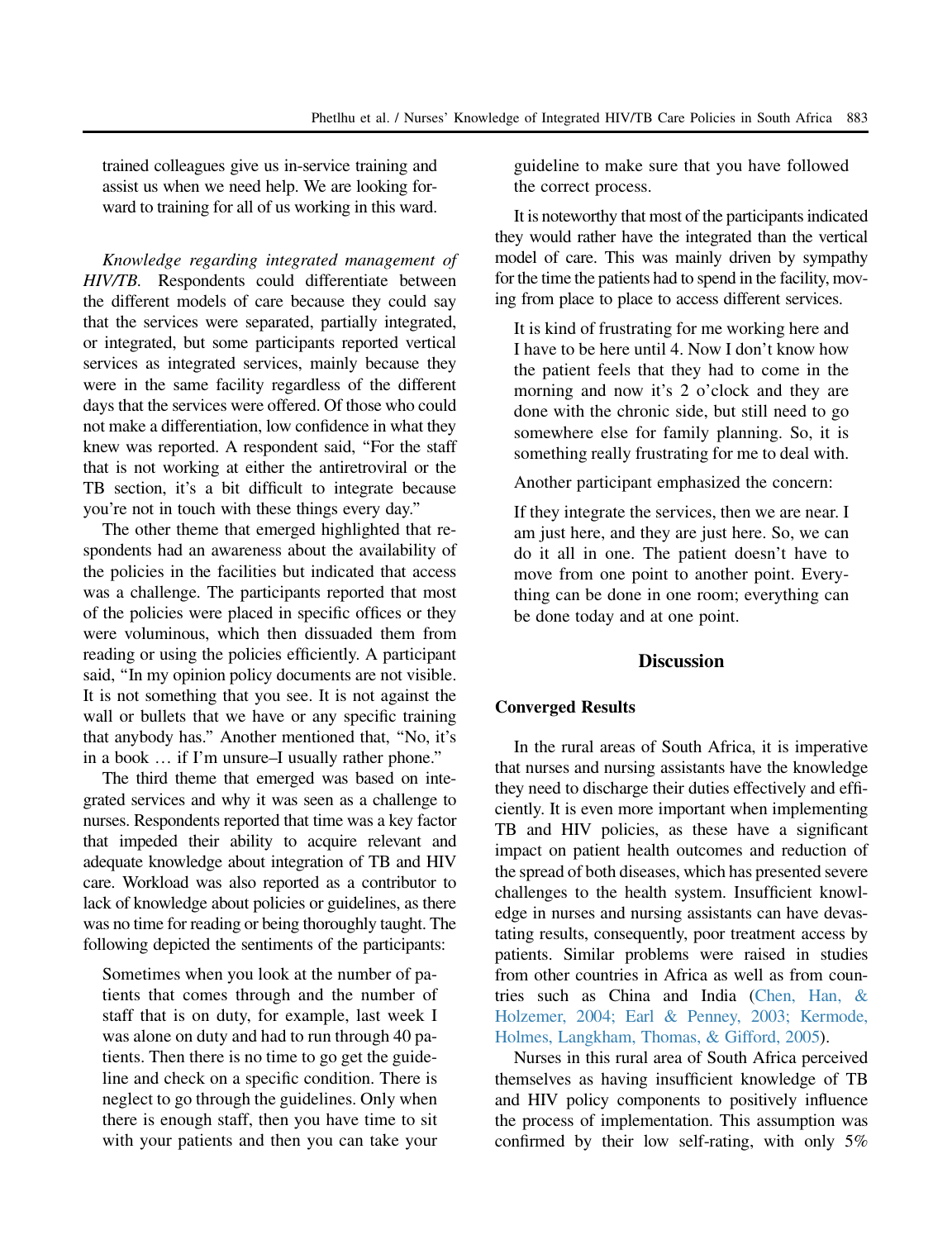trained colleagues give us in-service training and assist us when we need help. We are looking forward to training for all of us working in this ward.

*Knowledge regarding integrated management of HIV/TB.* Respondents could differentiate between the different models of care because they could say that the services were separated, partially integrated, or integrated, but some participants reported vertical services as integrated services, mainly because they were in the same facility regardless of the different days that the services were offered. Of those who could not make a differentiation, low confidence in what they knew was reported. A respondent said, "For the staff that is not working at either the antiretroviral or the TB section, it's a bit difficult to integrate because you're not in touch with these things every day."

The other theme that emerged highlighted that respondents had an awareness about the availability of the policies in the facilities but indicated that access was a challenge. The participants reported that most of the policies were placed in specific offices or they were voluminous, which then dissuaded them from reading or using the policies efficiently. A participant said, "In my opinion policy documents are not visible. It is not something that you see. It is not against the wall or bullets that we have or any specific training that anybody has." Another mentioned that, "No, it's in a book … if I'm unsure–I usually rather phone."

The third theme that emerged was based on integrated services and why it was seen as a challenge to nurses. Respondents reported that time was a key factor that impeded their ability to acquire relevant and adequate knowledge about integration of TB and HIV care. Workload was also reported as a contributor to lack of knowledge about policies or guidelines, as there was no time for reading or being thoroughly taught. The following depicted the sentiments of the participants:

> Sometimes when you look at the number of patients that comes through and the number of staff that is on duty, for example, last week I was alone on duty and had to run through 40 patients. Then there is no time to go get the guideline and check on a specific condition. There is neglect to go through the guidelines. Only when there is enough staff, then you have time to sit with your patients and then you can take your guideline to make sure that you have followed the correct process.

It is noteworthy that most of the participants indicated they would rather have the integrated than the vertical model of care. This was mainly driven by sympathy for the time the patients had to spend in the facility, moving from place to place to access different services.

> It is kind of frustrating for me working here and I have to be here until 4. Now I don't know how the patient feels that they had to come in the morning and now it's 2 o'clock and they are done with the chronic side, but still need to go somewhere else for family planning. So, it is something really frustrating for me to deal with.

Another participant emphasized the concern:

> If they integrate the services, then we are near. I am just here, and they are just here. So, we can do it all in one. The patient doesn't have to move from one point to another point. Everything can be done in one room; everything can be done today and at one point.

## Discussion

### Converged Results

In the rural areas of South Africa, it is imperative that nurses and nursing assistants have the knowledge they need to discharge their duties effectively and efficiently. It is even more important when implementing TB and HIV policies, as these have a significant impact on patient health outcomes and reduction of the spread of both diseases, which has presented severe challenges to the health system. Insufficient knowledge in nurses and nursing assistants can have devastating results, consequently, poor treatment access by patients. Similar problems were raised in studies from other countries in Africa as well as from countries such as China and India (Chen, Han, & Holzemer, 2004; Earl & Penney, 2003; Kermode, Holmes, Langkham, Thomas, & Gifford, 2005).

Nurses in this rural area of South Africa perceived themselves as having insufficient knowledge of TB and HIV policy components to positively influence the process of implementation. This assumption was confirmed by their low self-rating, with only 5%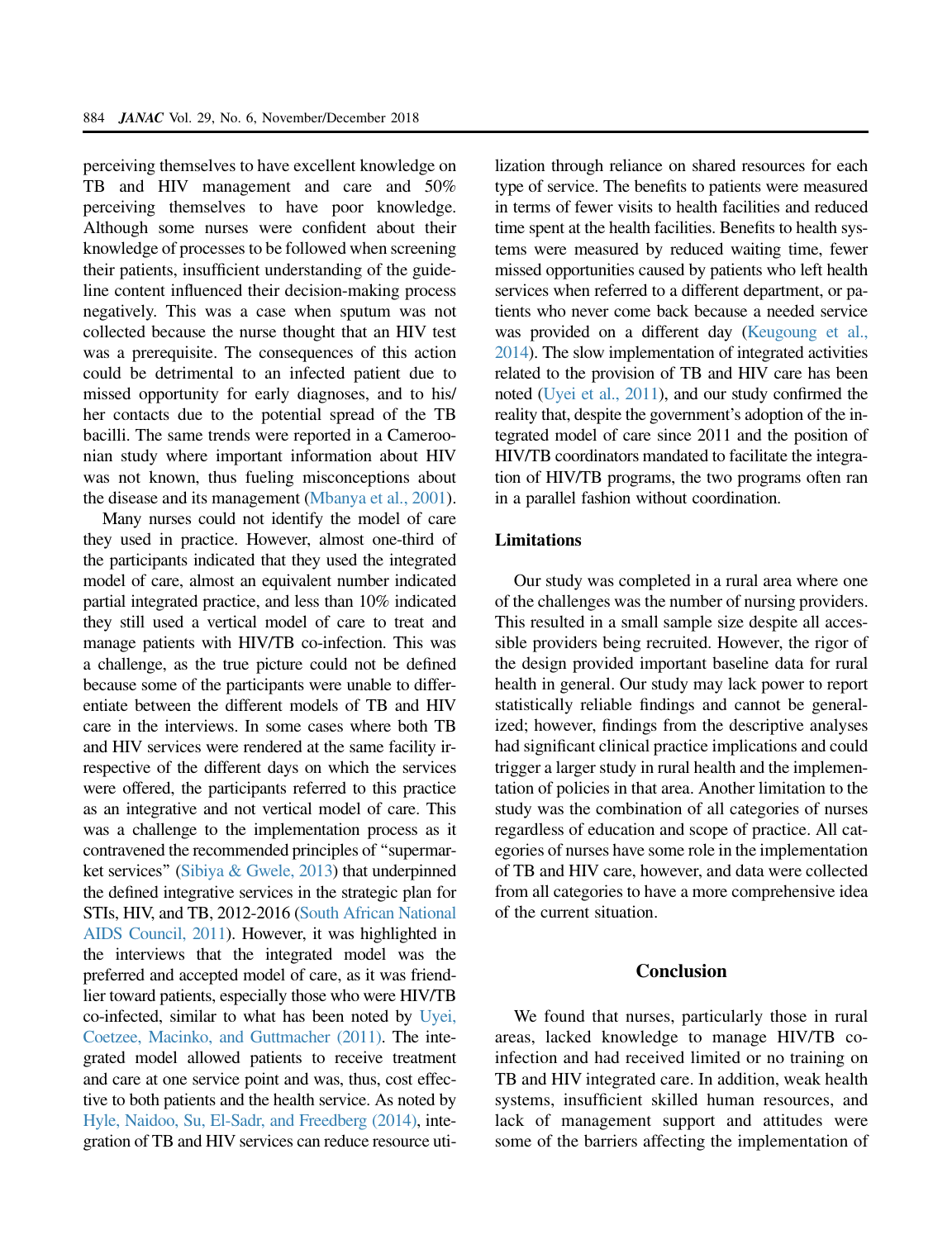perceiving themselves to have excellent knowledge on TB and HIV management and care and 50% perceiving themselves to have poor knowledge. Although some nurses were confident about their knowledge of processes to be followed when screening their patients, insufficient understanding of the guideline content influenced their decision-making process negatively. This was a case when sputum was not collected because the nurse thought that an HIV test was a prerequisite. The consequences of this action could be detrimental to an infected patient due to missed opportunity for early diagnoses, and to his/her contacts due to the potential spread of the TB bacilli. The same trends were reported in a Cameroonian study where important information about HIV was not known, thus fueling misconceptions about the disease and its management (Mbanya et al., 2001).

Many nurses could not identify the model of care they used in practice. However, almost one-third of the participants indicated that they used the integrated model of care, almost an equivalent number indicated partial integrated practice, and less than 10% indicated they still used a vertical model of care to treat and manage patients with HIV/TB co-infection. This was a challenge, as the true picture could not be defined because some of the participants were unable to differentiate between the different models of TB and HIV care in the interviews. In some cases where both TB and HIV services were rendered at the same facility irrespective of the different days on which the services were offered, the participants referred to this practice as an integrative and not vertical model of care. This was a challenge to the implementation process as it contravened the recommended principles of "supermarket services" (Sibiya & Gwele, 2013) that underpinned the defined integrative services in the strategic plan for STIs, HIV, and TB, 2012-2016 (South African National AIDS Council, 2011). However, it was highlighted in the interviews that the integrated model was the preferred and accepted model of care, as it was friendlier toward patients, especially those who were HIV/TB co-infected, similar to what has been noted by Uyei, Coetzee, Macinko, and Guttmacher (2011). The integrated model allowed patients to receive treatment and care at one service point and was, thus, cost effective to both patients and the health service. As noted by Hyle, Naidoo, Su, El-Sadr, and Freedberg (2014), integration of TB and HIV services can reduce resource utilization through reliance on shared resources for each type of service. The benefits to patients were measured in terms of fewer visits to health facilities and reduced time spent at the health facilities. Benefits to health systems were measured by reduced waiting time, fewer missed opportunities caused by patients who left health services when referred to a different department, or patients who never come back because a needed service was provided on a different day (Keugoung et al., 2014). The slow implementation of integrated activities related to the provision of TB and HIV care has been noted (Uyei et al., 2011), and our study confirmed the reality that, despite the government's adoption of the integrated model of care since 2011 and the position of HIV/TB coordinators mandated to facilitate the integration of HIV/TB programs, the two programs often ran in a parallel fashion without coordination.

### Limitations

Our study was completed in a rural area where one of the challenges was the number of nursing providers. This resulted in a small sample size despite all accessible providers being recruited. However, the rigor of the design provided important baseline data for rural health in general. Our study may lack power to report statistically reliable findings and cannot be generalized; however, findings from the descriptive analyses had significant clinical practice implications and could trigger a larger study in rural health and the implementation of policies in that area. Another limitation to the study was the combination of all categories of nurses regardless of education and scope of practice. All categories of nurses have some role in the implementation of TB and HIV care, however, and data were collected from all categories to have a more comprehensive idea of the current situation.

## Conclusion

We found that nurses, particularly those in rural areas, lacked knowledge to manage HIV/TB co-infection and had received limited or no training on TB and HIV integrated care. In addition, weak health systems, insufficient skilled human resources, and lack of management support and attitudes were some of the barriers affecting the implementation of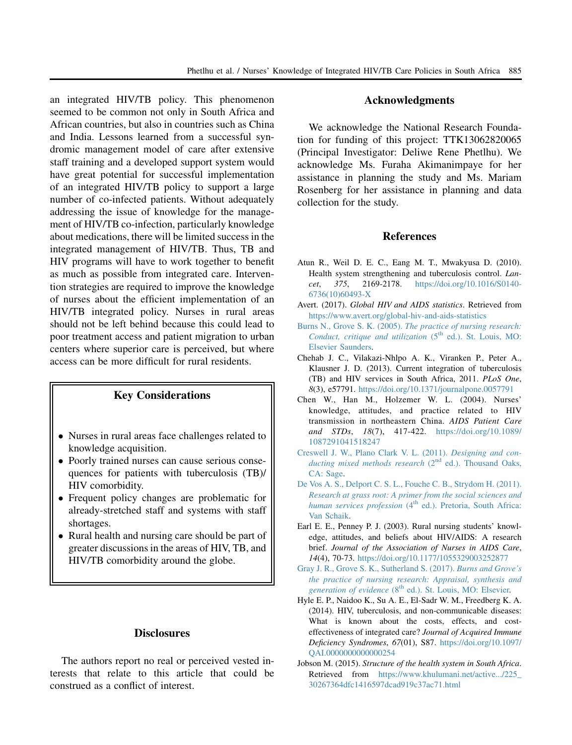an integrated HIV/TB policy. This phenomenon seemed to be common not only in South Africa and African countries, but also in countries such as China and India. Lessons learned from a successful syndromic management model of care after extensive staff training and a developed support system would have great potential for successful implementation of an integrated HIV/TB policy to support a large number of co-infected patients. Without adequately addressing the issue of knowledge for the management of HIV/TB co-infection, particularly knowledge about medications, there will be limited success in the integrated management of HIV/TB. Thus, TB and HIV programs will have to work together to benefit as much as possible from integrated care. Intervention strategies are required to improve the knowledge of nurses about the efficient implementation of an HIV/TB integrated policy. Nurses in rural areas should not be left behind because this could lead to poor treatment access and patient migration to urban centers where superior care is perceived, but where access can be more difficult for rural residents.

## Key Considerations

- Nurses in rural areas face challenges related to knowledge acquisition.
- Poorly trained nurses can cause serious consequences for patients with tuberculosis (TB)/HIV comorbidity.
- Frequent policy changes are problematic for already-stretched staff and systems with staff shortages.
- Rural health and nursing care should be part of greater discussions in the areas of HIV, TB, and HIV/TB comorbidity around the globe.

## Disclosures

The authors report no real or perceived vested interests that relate to this article that could be construed as a conflict of interest.

## Acknowledgments

We acknowledge the National Research Foundation for funding of this project: TTK13062820065 (Principal Investigator: Deliwe Rene Phetlhu). We acknowledge Ms. Furaha Akimanimpaye for her assistance in planning the study and Ms. Mariam Rosenberg for her assistance in planning and data collection for the study.

## References

Atun R., Weil D. E. C., Eang M. T., Mwakyusa D. (2010). Health system strengthening and tuberculosis control. *Lancet*, *375*, 2169-2178. https://doi.org/10.1016/S0140-6736(10)60493-X

Avert. (2017). *Global HIV and AIDS statistics*. Retrieved from https://www.avert.org/global-hiv-and-aids-statistics

Burns N., Grove S. K. (2005). *The practice of nursing research: Conduct, critique and utilization* (5th ed.). St. Louis, MO: Elsevier Saunders.

Chehab J. C., Vilakazi-Nhlpo A. K., Viranken P., Peter A., Klausner J. D. (2013). Current integration of tuberculosis (TB) and HIV services in South Africa, 2011. *PLoS One*, *8*(3), e57791. https://doi.org/10.1371/journalpone.0057791

Chen W., Han M., Holzemer W. L. (2004). Nurses' knowledge, attitudes, and practice related to HIV transmission in northeastern China. *AIDS Patient Care and STDs*, *18*(7), 417-422. https://doi.org/10.1089/1087291041518247

Creswell J. W., Plano Clark V. L. (2011). *Designing and conducting mixed methods research* (2nd ed.). Thousand Oaks, CA: Sage.

De Vos A. S., Delport C. S. L., Fouche C. B., Strydom H. (2011). *Research at grass root: A primer from the social sciences and human services profession* (4th ed.). Pretoria, South Africa: Van Schaik.

Earl E. E., Penney P. J. (2003). Rural nursing students' knowledge, attitudes, and beliefs about HIV/AIDS: A research brief. *Journal of the Association of Nurses in AIDS Care*, *14*(4), 70-73. https://doi.org/10.1177/1055329003252877

Gray J. R., Grove S. K., Sutherland S. (2017). *Burns and Grove's the practice of nursing research: Appraisal, synthesis and generation of evidence* (8th ed.). St. Louis, MO: Elsevier.

Hyle E. P., Naidoo K., Su A. E., El-Sadr W. M., Freedberg K. A. (2014). HIV, tuberculosis, and non-communicable diseases: What is known about the costs, effects, and cost-effectiveness of integrated care? *Journal of Acquired Immune Deficiency Syndromes*, *67*(01), S87. https://doi.org/10.1097/QAI.0000000000000254

Jobson M. (2015). *Structure of the health system in South Africa*. Retrieved from https://www.khulumani.net/active.../225_30267364dfc1416597dcad919c37ac71.html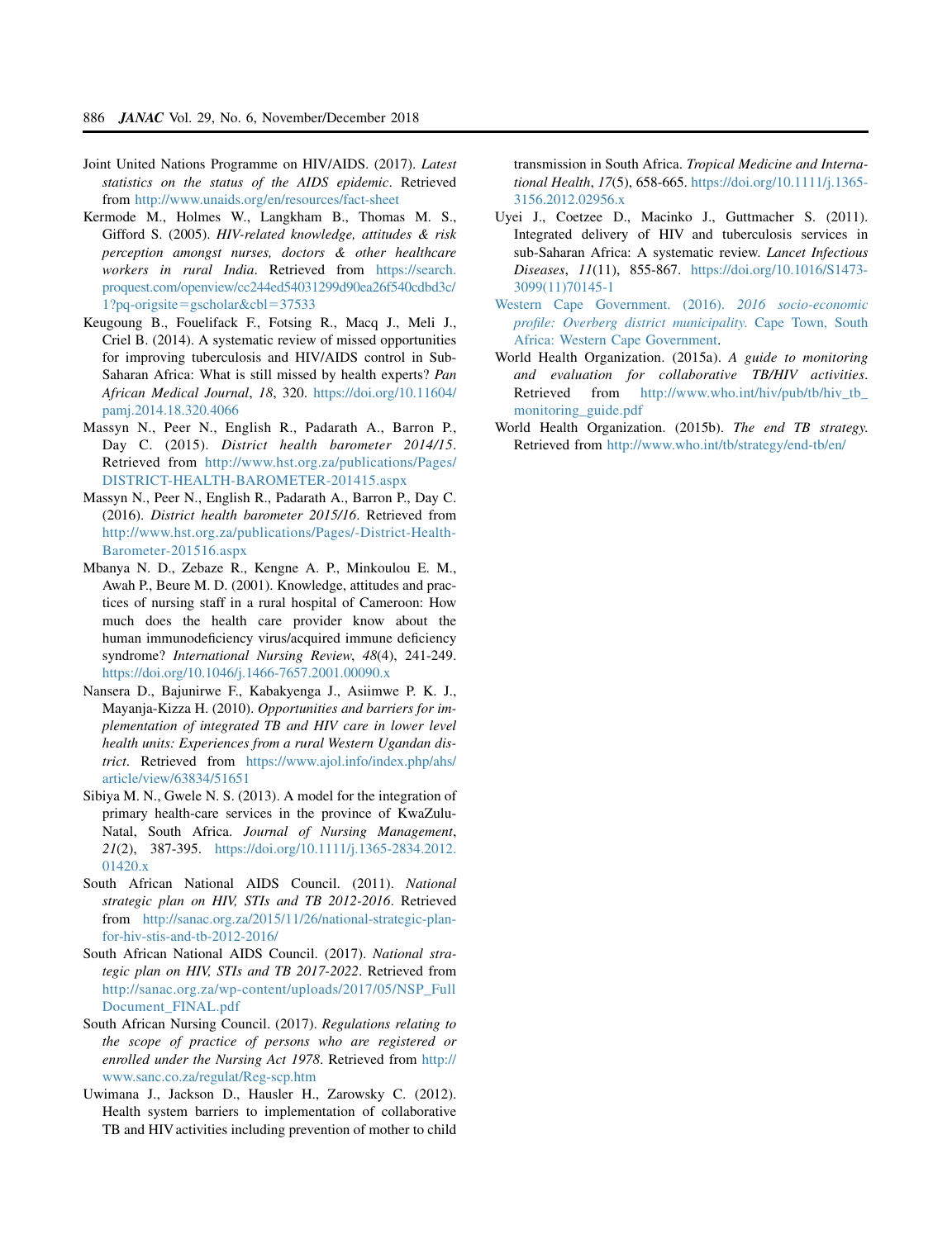Joint United Nations Programme on HIV/AIDS. (2017). *Latest statistics on the status of the AIDS epidemic*. Retrieved from http://www.unaids.org/en/resources/fact-sheet

Kermode M., Holmes W., Langkham B., Thomas M. S., Gifford S. (2005). *HIV-related knowledge, attitudes & risk perception amongst nurses, doctors & other healthcare workers in rural India*. Retrieved from https://search.proquest.com/openview/cc244ed54031299d90ea26f540cdbd3c/1?pq-origsite=gscholar&cbl=37533

Keugoung B., Fouelifack F., Fotsing R., Macq J., Meli J., Criel B. (2014). A systematic review of missed opportunities for improving tuberculosis and HIV/AIDS control in Sub-Saharan Africa: What is still missed by health experts? *Pan African Medical Journal*, *18*, 320. https://doi.org/10.11604/pamj.2014.18.320.4066

Massyn N., Peer N., English R., Padarath A., Barron P., Day C. (2015). *District health barometer 2014/15*. Retrieved from http://www.hst.org.za/publications/Pages/DISTRICT-HEALTH-BAROMETER-201415.aspx

Massyn N., Peer N., English R., Padarath A., Barron P., Day C. (2016). *District health barometer 2015/16*. Retrieved from http://www.hst.org.za/publications/Pages/-District-Health-Barometer-201516.aspx

Mbanya N. D., Zebaze R., Kengne A. P., Minkoulou E. M., Awah P., Beure M. D. (2001). Knowledge, attitudes and practices of nursing staff in a rural hospital of Cameroon: How much does the health care provider know about the human immunodeficiency virus/acquired immune deficiency syndrome? *International Nursing Review*, *48*(4), 241-249. https://doi.org/10.1046/j.1466-7657.2001.00090.x

Nansera D., Bajunirwe F., Kabakyenga J., Asiimwe P. K. J., Mayanja-Kizza H. (2010). *Opportunities and barriers for implementation of integrated TB and HIV care in lower level health units: Experiences from a rural Western Ugandan district*. Retrieved from https://www.ajol.info/index.php/ahs/article/view/63834/51651

Sibiya M. N., Gwele N. S. (2013). A model for the integration of primary health-care services in the province of KwaZulu-Natal, South Africa. *Journal of Nursing Management*, *21*(2), 387-395. https://doi.org/10.1111/j.1365-2834.2012.01420.x

South African National AIDS Council. (2011). *National strategic plan on HIV, STIs and TB 2012-2016*. Retrieved from http://sanac.org.za/2015/11/26/national-strategic-plan-for-hiv-stis-and-tb-2012-2016/

South African National AIDS Council. (2017). *National strategic plan on HIV, STIs and TB 2017-2022*. Retrieved from http://sanac.org.za/wp-content/uploads/2017/05/NSP_FullDocument_FINAL.pdf

South African Nursing Council. (2017). *Regulations relating to the scope of practice of persons who are registered or enrolled under the Nursing Act 1978*. Retrieved from http://www.sanc.co.za/regulat/Reg-scp.htm

Uwimana J., Jackson D., Hausler H., Zarowsky C. (2012). Health system barriers to implementation of collaborative TB and HIV activities including prevention of mother to child transmission in South Africa. *Tropical Medicine and International Health*, *17*(5), 658-665. https://doi.org/10.1111/j.1365-3156.2012.02956.x

Uyei J., Coetzee D., Macinko J., Guttmacher S. (2011). Integrated delivery of HIV and tuberculosis services in sub-Saharan Africa: A systematic review. *Lancet Infectious Diseases*, *11*(11), 855-867. https://doi.org/10.1016/S1473-3099(11)70145-1

Western Cape Government. (2016). *2016 socio-economic profile: Overberg district municipality*. Cape Town, South Africa: Western Cape Government.

World Health Organization. (2015a). *A guide to monitoring and evaluation for collaborative TB/HIV activities*. Retrieved from http://www.who.int/hiv/pub/tb/hiv_tb_monitoring_guide.pdf

World Health Organization. (2015b). *The end TB strategy*. Retrieved from http://www.who.int/tb/strategy/end-tb/en/